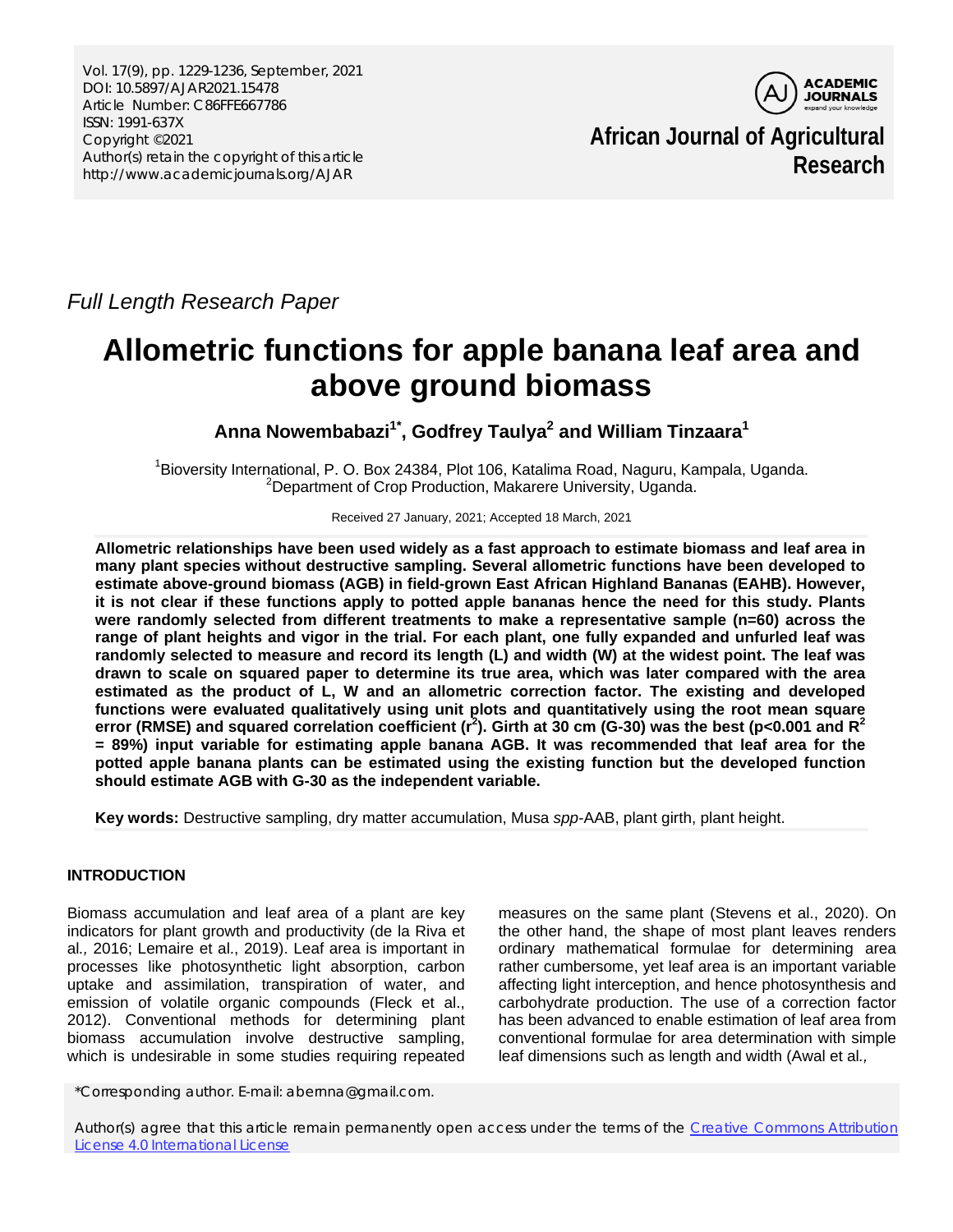*Full Length Research Paper*

# Allometric functions for apple banana leaf area and above ground biomass

**Anna Nowembabazi[1*], Godfrey Taulya[2] and William Tinzaara[1]**

[1]Bioversity International, P. O. Box 24384, Plot 106, Katalima Road, Naguru, Kampala, Uganda.
[2]Department of Crop Production, Makarere University, Uganda.

Received 27 January, 2021; Accepted 18 March, 2021

**Allometric relationships have been used widely as a fast approach to estimate biomass and leaf area in many plant species without destructive sampling. Several allometric functions have been developed to estimate above-ground biomass (AGB) in field-grown East African Highland Bananas (EAHB). However, it is not clear if these functions apply to potted apple bananas hence the need for this study. Plants were randomly selected from different treatments to make a representative sample (n=60) across the range of plant heights and vigor in the trial. For each plant, one fully expanded and unfurled leaf was randomly selected to measure and record its length (L) and width (W) at the widest point. The leaf was drawn to scale on squared paper to determine its true area, which was later compared with the area estimated as the product of L, W and an allometric correction factor. The existing and developed functions were evaluated qualitatively using unit plots and quantitatively using the root mean square error (RMSE) and squared correlation coefficient ($r^2$). Girth at 30 cm (G-30) was the best ($p<0.001$ and $R^2$ = 89%) input variable for estimating apple banana AGB. It was recommended that leaf area for the potted apple banana plants can be estimated using the existing function but the developed function should estimate AGB with G-30 as the independent variable.**

**Key words:** Destructive sampling, dry matter accumulation, Musa *spp*-AAB, plant girth, plant height.

## INTRODUCTION

Biomass accumulation and leaf area of a plant are key indicators for plant growth and productivity (de la Riva et al*.,* 2016; Lemaire et al., 2019). Leaf area is important in processes like photosynthetic light absorption, carbon uptake and assimilation, transpiration of water, and emission of volatile organic compounds (Fleck et al., 2012). Conventional methods for determining plant biomass accumulation involve destructive sampling, which is undesirable in some studies requiring repeated measures on the same plant (Stevens et al., 2020). On the other hand, the shape of most plant leaves renders ordinary mathematical formulae for determining area rather cumbersome, yet leaf area is an important variable affecting light interception, and hence photosynthesis and carbohydrate production. The use of a correction factor has been advanced to enable estimation of leaf area from conventional formulae for area determination with simple leaf dimensions such as length and width (Awal et al*.,*

*Corresponding author. E-mail: abemna@gmail.com.

Author(s) agree that this article remain permanently open access under the terms of the Creative Commons Attribution License 4.0 International License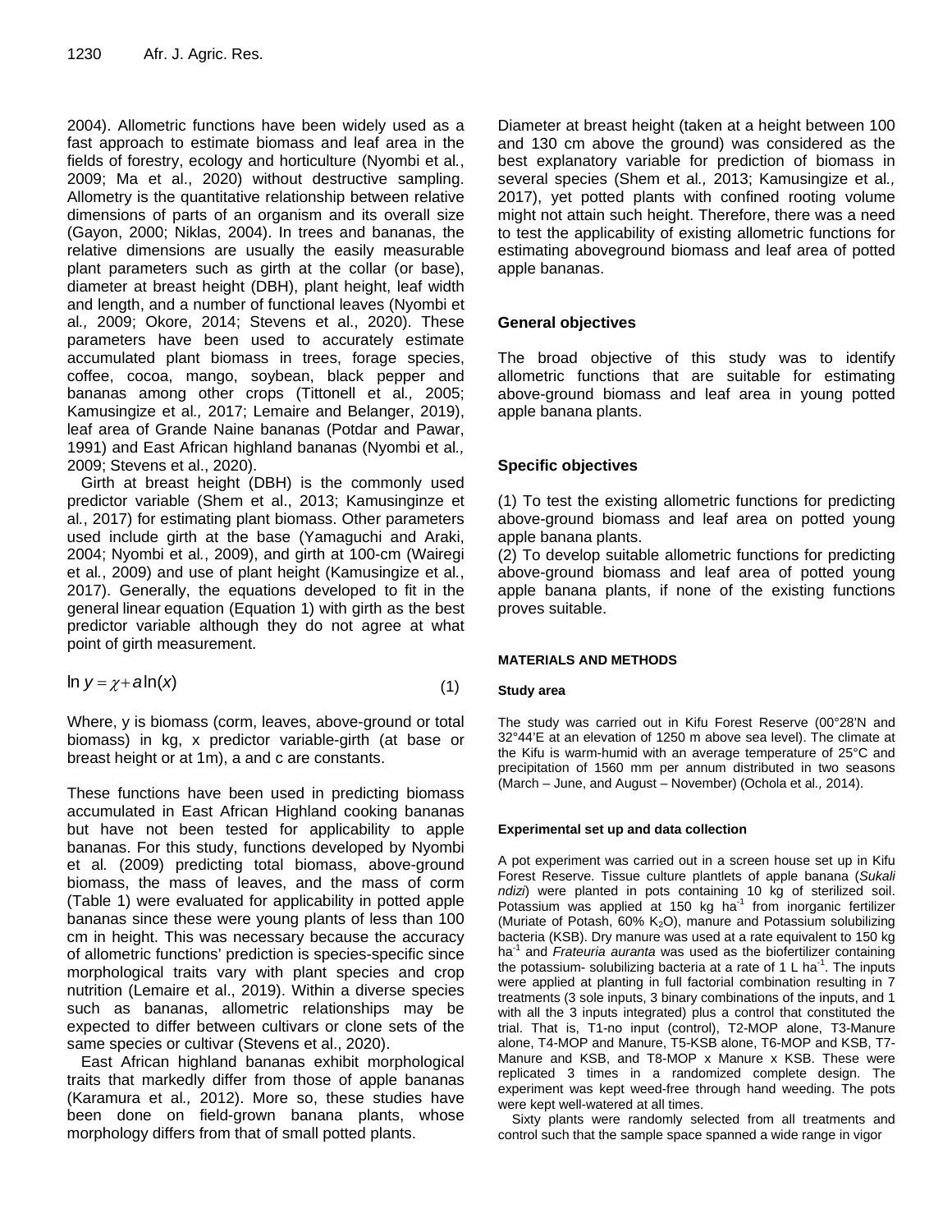2004). Allometric functions have been widely used as a fast approach to estimate biomass and leaf area in the fields of forestry, ecology and horticulture (Nyombi et al., 2009; Ma et al., 2020) without destructive sampling. Allometry is the quantitative relationship between relative dimensions of parts of an organism and its overall size (Gayon, 2000; Niklas, 2004). In trees and bananas, the relative dimensions are usually the easily measurable plant parameters such as girth at the collar (or base), diameter at breast height (DBH), plant height, leaf width and length, and a number of functional leaves (Nyombi et al., 2009; Okore, 2014; Stevens et al., 2020). These parameters have been used to accurately estimate accumulated plant biomass in trees, forage species, coffee, cocoa, mango, soybean, black pepper and bananas among other crops (Tittonell et al., 2005; Kamusingize et al., 2017; Lemaire and Belanger, 2019), leaf area of Grande Naine bananas (Potdar and Pawar, 1991) and East African highland bananas (Nyombi et al., 2009; Stevens et al., 2020).

Girth at breast height (DBH) is the commonly used predictor variable (Shem et al., 2013; Kamusinginze et al., 2017) for estimating plant biomass. Other parameters used include girth at the base (Yamaguchi and Araki, 2004; Nyombi et al., 2009), and girth at 100-cm (Wairegi et al., 2009) and use of plant height (Kamusingize et al., 2017). Generally, the equations developed to fit in the general linear equation (Equation 1) with girth as the best predictor variable although they do not agree at what point of girth measurement.

$$\ln y = \chi + a\ln(x) \tag{1}$$

Where, y is biomass (corm, leaves, above-ground or total biomass) in kg, x predictor variable-girth (at base or breast height or at 1m), a and c are constants.

These functions have been used in predicting biomass accumulated in East African Highland cooking bananas but have not been tested for applicability to apple bananas. For this study, functions developed by Nyombi et al. (2009) predicting total biomass, above-ground biomass, the mass of leaves, and the mass of corm (Table 1) were evaluated for applicability in potted apple bananas since these were young plants of less than 100 cm in height. This was necessary because the accuracy of allometric functions' prediction is species-specific since morphological traits vary with plant species and crop nutrition (Lemaire et al., 2019). Within a diverse species such as bananas, allometric relationships may be expected to differ between cultivars or clone sets of the same species or cultivar (Stevens et al., 2020).

East African highland bananas exhibit morphological traits that markedly differ from those of apple bananas (Karamura et al., 2012). More so, these studies have been done on field-grown banana plants, whose morphology differs from that of small potted plants.

Diameter at breast height (taken at a height between 100 and 130 cm above the ground) was considered as the best explanatory variable for prediction of biomass in several species (Shem et al., 2013; Kamusingize et al., 2017), yet potted plants with confined rooting volume might not attain such height. Therefore, there was a need to test the applicability of existing allometric functions for estimating aboveground biomass and leaf area of potted apple bananas.

## General objectives

The broad objective of this study was to identify allometric functions that are suitable for estimating above-ground biomass and leaf area in young potted apple banana plants.

## Specific objectives

(1) To test the existing allometric functions for predicting above-ground biomass and leaf area on potted young apple banana plants.
(2) To develop suitable allometric functions for predicting above-ground biomass and leaf area of potted young apple banana plants, if none of the existing functions proves suitable.

## MATERIALS AND METHODS

### Study area

The study was carried out in Kifu Forest Reserve (00°28'N and 32°44'E at an elevation of 1250 m above sea level). The climate at the Kifu is warm-humid with an average temperature of 25°C and precipitation of 1560 mm per annum distributed in two seasons (March – June, and August – November) (Ochola et al., 2014).

### Experimental set up and data collection

A pot experiment was carried out in a screen house set up in Kifu Forest Reserve. Tissue culture plantlets of apple banana (*Sukali ndizi*) were planted in pots containing 10 kg of sterilized soil. Potassium was applied at 150 kg ha$^{-1}$ from inorganic fertilizer (Muriate of Potash, 60% $K_2O$), manure and Potassium solubilizing bacteria (KSB). Dry manure was used at a rate equivalent to 150 kg ha$^{-1}$ and *Frateuria auranta* was used as the biofertilizer containing the potassium- solubilizing bacteria at a rate of 1 L ha$^{-1}$. The inputs were applied at planting in full factorial combination resulting in 7 treatments (3 sole inputs, 3 binary combinations of the inputs, and 1 with all the 3 inputs integrated) plus a control that constituted the trial. That is, T1-no input (control), T2-MOP alone, T3-Manure alone, T4-MOP and Manure, T5-KSB alone, T6-MOP and KSB, T7-Manure and KSB, and T8-MOP x Manure x KSB. These were replicated 3 times in a randomized complete design. The experiment was kept weed-free through hand weeding. The pots were kept well-watered at all times.

Sixty plants were randomly selected from all treatments and control such that the sample space spanned a wide range in vigor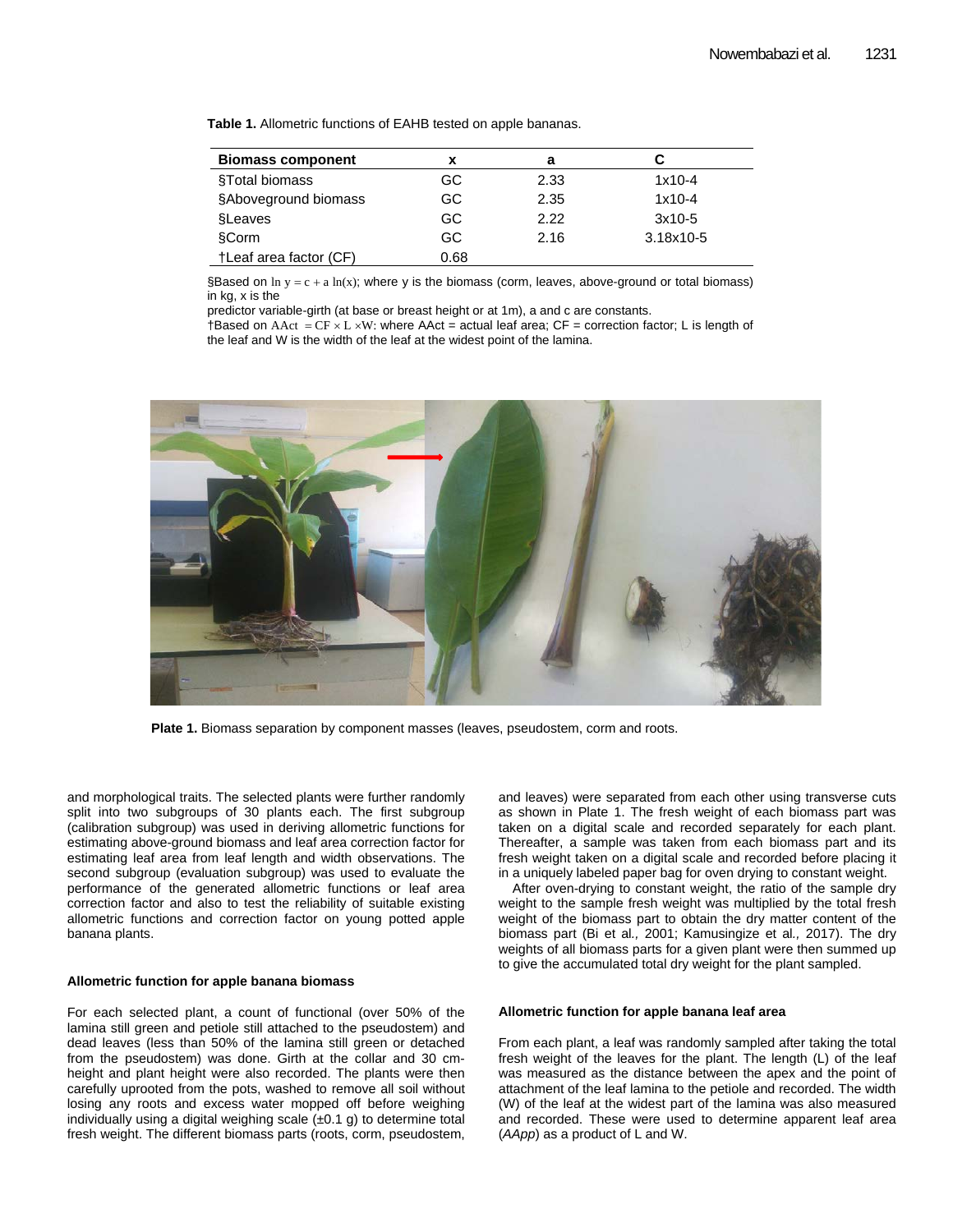**Table 1.** Allometric functions of EAHB tested on apple bananas.

| Biomass component | x | a | C |
|---|---|---|---|
| §Total biomass | GC | 2.33 | 1x10-4 |
| §Aboveground biomass | GC | 2.35 | 1x10-4 |
| §Leaves | GC | 2.22 | 3x10-5 |
| §Corm | GC | 2.16 | 3.18x10-5 |
| †Leaf area factor (CF) | 0.68 | | |

§Based on $\ln y = c + a \ln(x)$; where y is the biomass (corm, leaves, above-ground or total biomass) in kg, x is the predictor variable-girth (at base or breast height or at 1m), a and c are constants.
†Based on $AAct = CF \times L \times W$: where AAct = actual leaf area; CF = correction factor; L is length of the leaf and W is the width of the leaf at the widest point of the lamina.

**Plate 1.** Biomass separation by component masses (leaves, pseudostem, corm and roots.

and morphological traits. The selected plants were further randomly split into two subgroups of 30 plants each. The first subgroup (calibration subgroup) was used in deriving allometric functions for estimating above-ground biomass and leaf area correction factor for estimating leaf area from leaf length and width observations. The second subgroup (evaluation subgroup) was used to evaluate the performance of the generated allometric functions or leaf area correction factor and also to test the reliability of suitable existing allometric functions and correction factor on young potted apple banana plants.

#### Allometric function for apple banana biomass

For each selected plant, a count of functional (over 50% of the lamina still green and petiole still attached to the pseudostem) and dead leaves (less than 50% of the lamina still green or detached from the pseudostem) was done. Girth at the collar and 30 cm-height and plant height were also recorded. The plants were then carefully uprooted from the pots, washed to remove all soil without losing any roots and excess water mopped off before weighing individually using a digital weighing scale (±0.1 g) to determine total fresh weight. The different biomass parts (roots, corm, pseudostem, and leaves) were separated from each other using transverse cuts as shown in Plate 1. The fresh weight of each biomass part was taken on a digital scale and recorded separately for each plant. Thereafter, a sample was taken from each biomass part and its fresh weight taken on a digital scale and recorded before placing it in a uniquely labeled paper bag for oven drying to constant weight.

After oven-drying to constant weight, the ratio of the sample dry weight to the sample fresh weight was multiplied by the total fresh weight of the biomass part to obtain the dry matter content of the biomass part (Bi et al., 2001; Kamusingize et al., 2017). The dry weights of all biomass parts for a given plant were then summed up to give the accumulated total dry weight for the plant sampled.

#### Allometric function for apple banana leaf area

From each plant, a leaf was randomly sampled after taking the total fresh weight of the leaves for the plant. The length (L) of the leaf was measured as the distance between the apex and the point of attachment of the leaf lamina to the petiole and recorded. The width (W) of the leaf at the widest part of the lamina was also measured and recorded. These were used to determine apparent leaf area (*AApp*) as a product of L and W.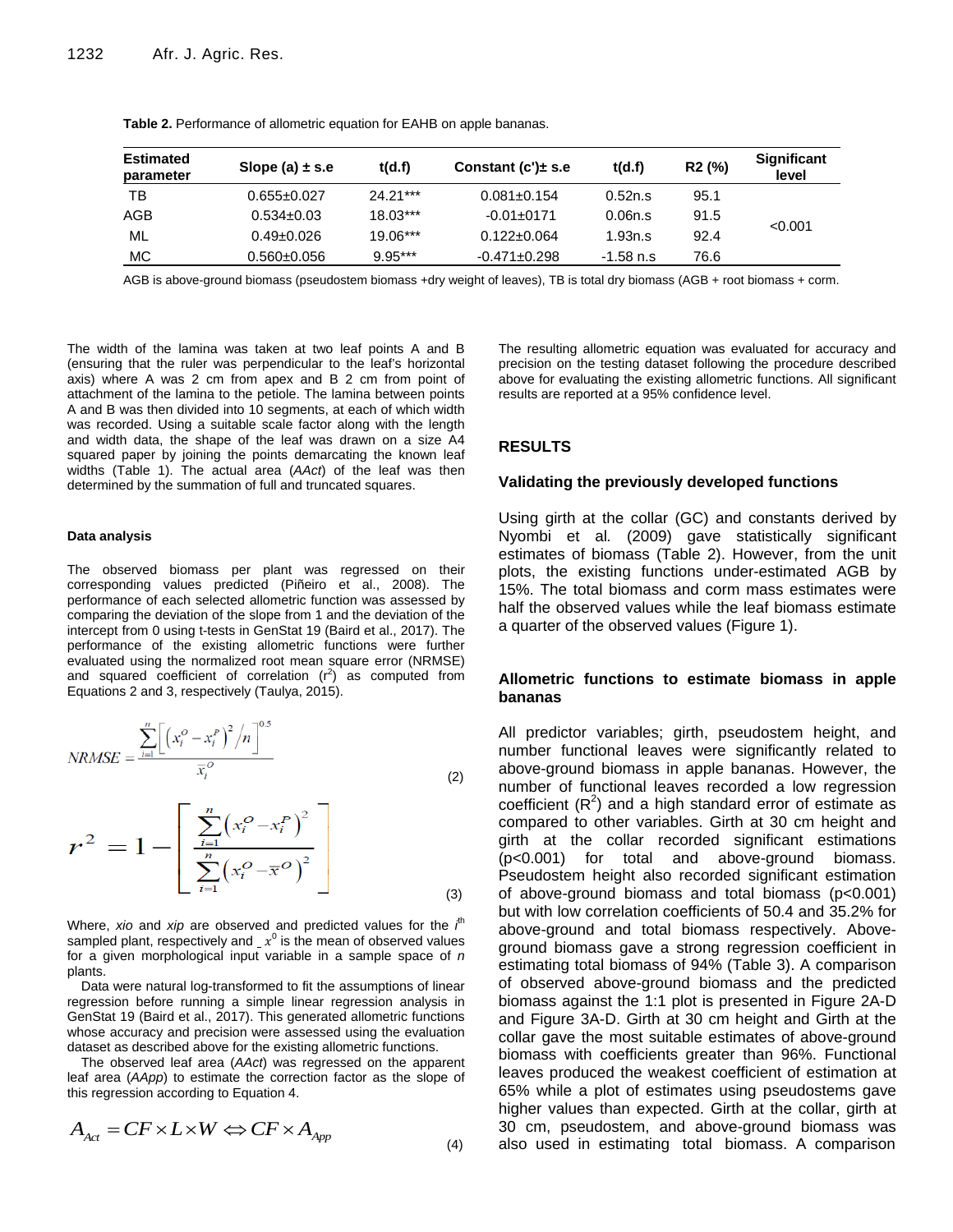**Table 2.** Performance of allometric equation for EAHB on apple bananas.

| Estimated parameter | Slope (a) ± s.e | t(d.f) | Constant (c')± s.e | t(d.f) | R2 (%) | Significant level |
|---|---|---|---|---|---|---|
| TB | 0.655±0.027 | 24.21*** | 0.081±0.154 | 0.52n.s | 95.1 | <0.001 |
| AGB | 0.534±0.03 | 18.03*** | -0.01±0171 | 0.06n.s | 91.5 | |
| ML | 0.49±0.026 | 19.06*** | 0.122±0.064 | 1.93n.s | 92.4 | |
| MC | 0.560±0.056 | 9.95*** | -0.471±0.298 | -1.58 n.s | 76.6 | |

AGB is above-ground biomass (pseudostem biomass +dry weight of leaves), TB is total dry biomass (AGB + root biomass + corm.

The width of the lamina was taken at two leaf points A and B (ensuring that the ruler was perpendicular to the leaf's horizontal axis) where A was 2 cm from apex and B 2 cm from point of attachment of the lamina to the petiole. The lamina between points A and B was then divided into 10 segments, at each of which width was recorded. Using a suitable scale factor along with the length and width data, the shape of the leaf was drawn on a size A4 squared paper by joining the points demarcating the known leaf widths (Table 1). The actual area (*AAct*) of the leaf was then determined by the summation of full and truncated squares.

#### Data analysis

The observed biomass per plant was regressed on their corresponding values predicted (Piñeiro et al., 2008). The performance of each selected allometric function was assessed by comparing the deviation of the slope from 1 and the deviation of the intercept from 0 using t-tests in GenStat 19 (Baird et al., 2017). The performance of the existing allometric functions were further evaluated using the normalized root mean square error (NRMSE) and squared coefficient of correlation ($r^2$) as computed from Equations 2 and 3, respectively (Taulya, 2015).

$$NRMSE = \frac{\sum_{i=1}^{n}\left[\left(x_i^O - x_i^P\right)^2/n\right]^{0.5}}{\bar{x}_i^O} \tag{2}$$

$$r^2 = 1 - \left[\frac{\sum_{i=1}^{n}\left(x_i^O - x_i^P\right)^2}{\sum_{i=1}^{n}\left(x_i^O - \bar{x}^O\right)^2}\right] \tag{3}$$

Where, *xio* and *xip* are observed and predicted values for the $i^{th}$ sampled plant, respectively and $\bar{x}^0$ is the mean of observed values for a given morphological input variable in a sample space of *n* plants.

Data were natural log-transformed to fit the assumptions of linear regression before running a simple linear regression analysis in GenStat 19 (Baird et al., 2017). This generated allometric functions whose accuracy and precision were assessed using the evaluation dataset as described above for the existing allometric functions.

The observed leaf area (*AAct*) was regressed on the apparent leaf area (*AApp*) to estimate the correction factor as the slope of this regression according to Equation 4.

$$A_{Act} = CF \times L \times W \Leftrightarrow CF \times A_{App} \tag{4}$$

The resulting allometric equation was evaluated for accuracy and precision on the testing dataset following the procedure described above for evaluating the existing allometric functions. All significant results are reported at a 95% confidence level.

## RESULTS

### Validating the previously developed functions

Using girth at the collar (GC) and constants derived by Nyombi et al*.* (2009) gave statistically significant estimates of biomass (Table 2). However, from the unit plots, the existing functions under-estimated AGB by 15%. The total biomass and corm mass estimates were half the observed values while the leaf biomass estimate a quarter of the observed values (Figure 1).

### Allometric functions to estimate biomass in apple bananas

All predictor variables; girth, pseudostem height, and number functional leaves were significantly related to above-ground biomass in apple bananas. However, the number of functional leaves recorded a low regression coefficient ($R^2$) and a high standard error of estimate as compared to other variables. Girth at 30 cm height and girth at the collar recorded significant estimations ($p<0.001$) for total and above-ground biomass. Pseudostem height also recorded significant estimation of above-ground biomass and total biomass ($p<0.001$) but with low correlation coefficients of 50.4 and 35.2% for above-ground and total biomass respectively. Above-ground biomass gave a strong regression coefficient in estimating total biomass of 94% (Table 3). A comparison of observed above-ground biomass and the predicted biomass against the 1:1 plot is presented in Figure 2A-D and Figure 3A-D. Girth at 30 cm height and Girth at the collar gave the most suitable estimates of above-ground biomass with coefficients greater than 96%. Functional leaves produced the weakest coefficient of estimation at 65% while a plot of estimates using pseudostems gave higher values than expected. Girth at the collar, girth at 30 cm, pseudostem, and above-ground biomass was also used in estimating total biomass. A comparison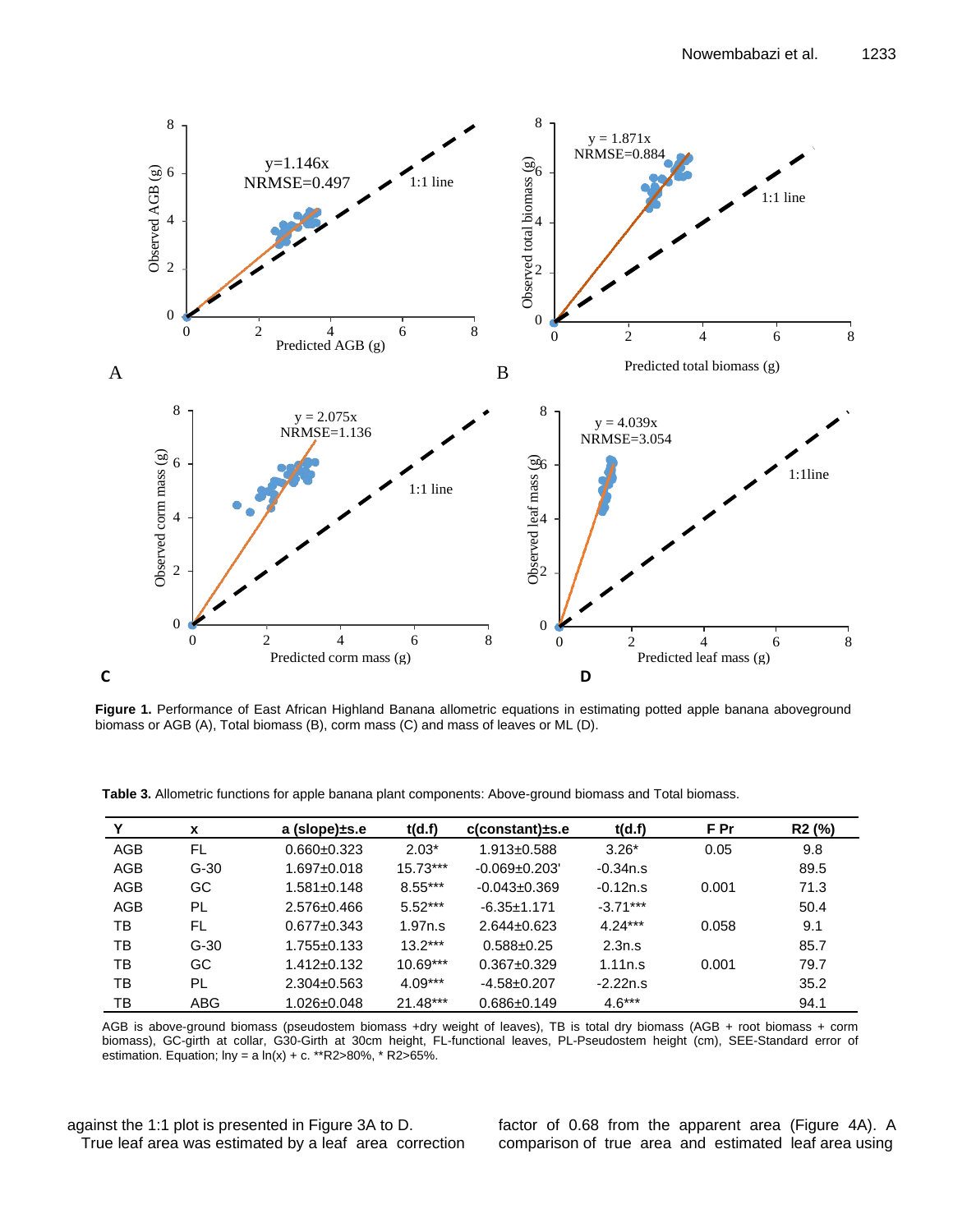**Figure 1.** Performance of East African Highland Banana allometric equations in estimating potted apple banana aboveground biomass or AGB (A), Total biomass (B), corm mass (C) and mass of leaves or ML (D).

**Table 3.** Allometric functions for apple banana plant components: Above-ground biomass and Total biomass.

| Y | x | a (slope)±s.e | t(d.f) | c(constant)±s.e | t(d.f) | F Pr | R2 (%) |
|---|---|---|---|---|---|---|---|
| AGB | FL | 0.660±0.323 | 2.03* | 1.913±0.588 | 3.26* | 0.05 | 9.8 |
| AGB | G-30 | 1.697±0.018 | 15.73*** | -0.069±0.203' | -0.34n.s | | 89.5 |
| AGB | GC | 1.581±0.148 | 8.55*** | -0.043±0.369 | -0.12n.s | 0.001 | 71.3 |
| AGB | PL | 2.576±0.466 | 5.52*** | -6.35±1.171 | -3.71*** | | 50.4 |
| TB | FL | 0.677±0.343 | 1.97n.s | 2.644±0.623 | 4.24*** | 0.058 | 9.1 |
| TB | G-30 | 1.755±0.133 | 13.2*** | 0.588±0.25 | 2.3n.s | | 85.7 |
| TB | GC | 1.412±0.132 | 10.69*** | 0.367±0.329 | 1.11n.s | 0.001 | 79.7 |
| TB | PL | 2.304±0.563 | 4.09*** | -4.58±0.207 | -2.22n.s | | 35.2 |
| TB | ABG | 1.026±0.048 | 21.48*** | 0.686±0.149 | 4.6*** | | 94.1 |

AGB is above-ground biomass (pseudostem biomass +dry weight of leaves), TB is total dry biomass (AGB + root biomass + corm biomass), GC-girth at collar, G30-Girth at 30cm height, FL-functional leaves, PL-Pseudostem height (cm), SEE-Standard error of estimation. Equation; $\ln y = a \ln(x) + c$. **R2>80%, * R2>65%.

against the 1:1 plot is presented in Figure 3A to D.

True leaf area was estimated by a leaf area correction factor of 0.68 from the apparent area (Figure 4A). A comparison of true area and estimated leaf area using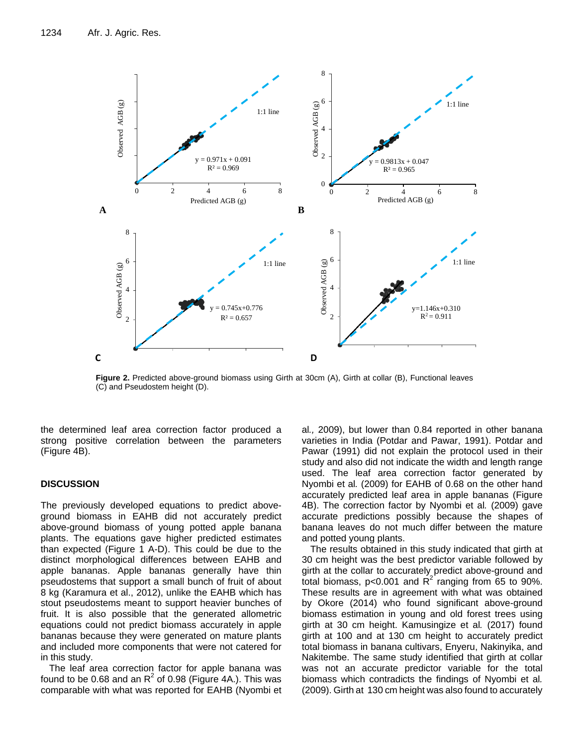**Figure 2.** Predicted above-ground biomass using Girth at 30cm (A), Girth at collar (B), Functional leaves (C) and Pseudostem height (D).

the determined leaf area correction factor produced a strong positive correlation between the parameters (Figure 4B).

## DISCUSSION

The previously developed equations to predict above-ground biomass in EAHB did not accurately predict above-ground biomass of young potted apple banana plants. The equations gave higher predicted estimates than expected (Figure 1 A-D). This could be due to the distinct morphological differences between EAHB and apple bananas. Apple bananas generally have thin pseudostems that support a small bunch of fruit of about 8 kg (Karamura et al., 2012), unlike the EAHB which has stout pseudostems meant to support heavier bunches of fruit. It is also possible that the generated allometric equations could not predict biomass accurately in apple bananas because they were generated on mature plants and included more components that were not catered for in this study.

The leaf area correction factor for apple banana was found to be 0.68 and an $R^2$ of 0.98 (Figure 4A.). This was comparable with what was reported for EAHB (Nyombi et al., 2009), but lower than 0.84 reported in other banana varieties in India (Potdar and Pawar, 1991). Potdar and Pawar (1991) did not explain the protocol used in their study and also did not indicate the width and length range used. The leaf area correction factor generated by Nyombi et al. (2009) for EAHB of 0.68 on the other hand accurately predicted leaf area in apple bananas (Figure 4B). The correction factor by Nyombi et al. (2009) gave accurate predictions possibly because the shapes of banana leaves do not much differ between the mature and potted young plants.

The results obtained in this study indicated that girth at 30 cm height was the best predictor variable followed by girth at the collar to accurately predict above-ground and total biomass, $p<0.001$ and $R^2$ ranging from 65 to 90%. These results are in agreement with what was obtained by Okore (2014) who found significant above-ground biomass estimation in young and old forest trees using girth at 30 cm height. Kamusingize et al. (2017) found girth at 100 and at 130 cm height to accurately predict total biomass in banana cultivars, Enyeru, Nakinyika, and Nakitembe. The same study identified that girth at collar was not an accurate predictor variable for the total biomass which contradicts the findings of Nyombi et al. (2009). Girth at 130 cm height was also found to accurately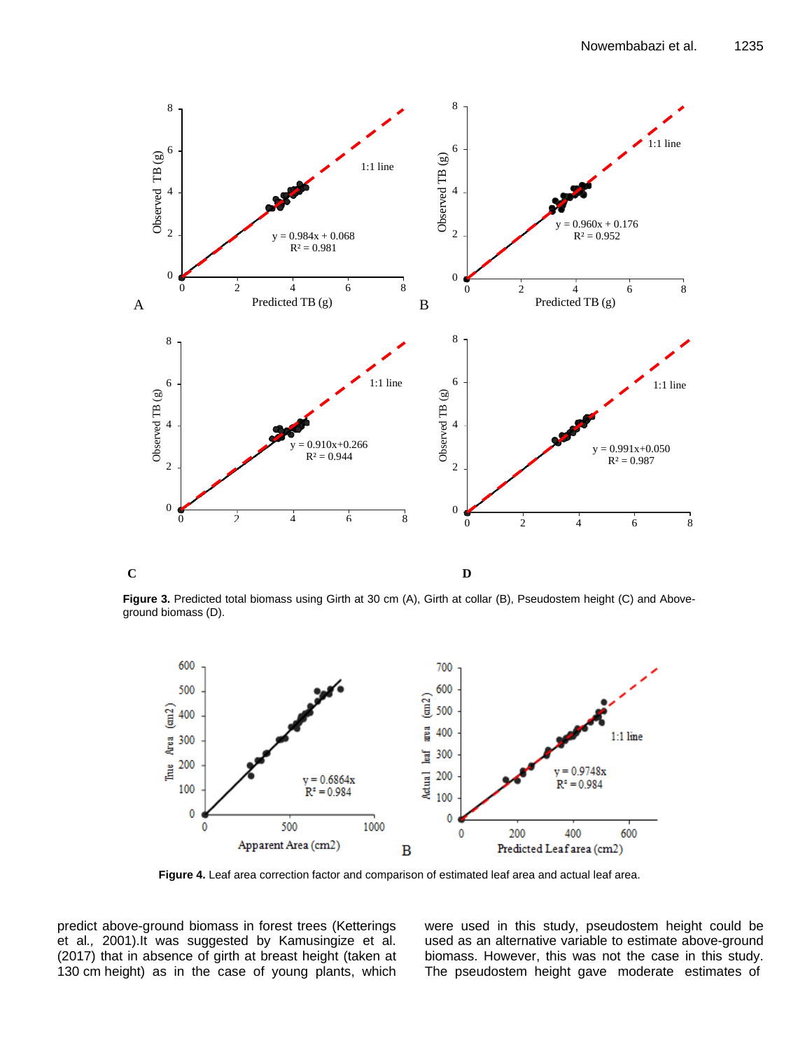**Figure 3.** Predicted total biomass using Girth at 30 cm (A), Girth at collar (B), Pseudostem height (C) and Above-ground biomass (D).

**Figure 4.** Leaf area correction factor and comparison of estimated leaf area and actual leaf area.

predict above-ground biomass in forest trees (Ketterings et al., 2001).It was suggested by Kamusingize et al. (2017) that in absence of girth at breast height (taken at 130 cm height) as in the case of young plants, which were used in this study, pseudostem height could be used as an alternative variable to estimate above-ground biomass. However, this was not the case in this study. The pseudostem height gave moderate estimates of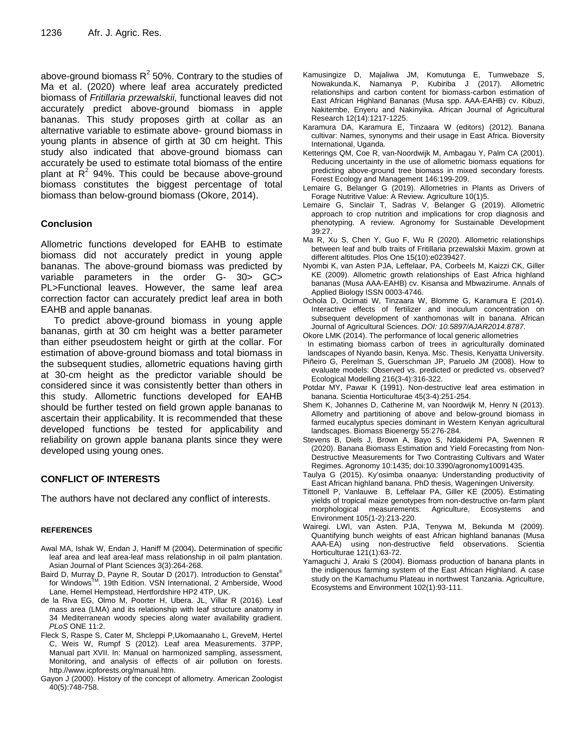above-ground biomass $R^2$ 50%. Contrary to the studies of Ma et al. (2020) where leaf area accurately predicted biomass of *Fritillaria przewalskii,* functional leaves did not accurately predict above-ground biomass in apple bananas. This study proposes girth at collar as an alternative variable to estimate above- ground biomass in young plants in absence of girth at 30 cm height. This study also indicated that above-ground biomass can accurately be used to estimate total biomass of the entire plant at $R^2$ 94%. This could be because above-ground biomass constitutes the biggest percentage of total biomass than below-ground biomass (Okore, 2014).

## Conclusion

Allometric functions developed for EAHB to estimate biomass did not accurately predict in young apple bananas. The above-ground biomass was predicted by variable parameters in the order G- 30> GC> PL>Functional leaves. However, the same leaf area correction factor can accurately predict leaf area in both EAHB and apple bananas.

To predict above-ground biomass in young apple bananas, girth at 30 cm height was a better parameter than either pseudostem height or girth at the collar. For estimation of above-ground biomass and total biomass in the subsequent studies, allometric equations having girth at 30-cm height as the predictor variable should be considered since it was consistently better than others in this study. Allometric functions developed for EAHB should be further tested on field grown apple bananas to ascertain their applicability. It is recommended that these developed functions be tested for applicability and reliability on grown apple banana plants since they were developed using young ones.

## CONFLICT OF INTERESTS

The authors have not declared any conflict of interests.

## REFERENCES

Awal MA, Ishak W, Endan J, Haniff M (2004). Determination of specific leaf area and leaf area-leaf mass relationship in oil palm plantation. Asian Journal of Plant Sciences 3(3):264-268.

Baird D, Murray D, Payne R, Soutar D (2017). Introduction to Genstat® for Windows™. 19th Edition. VSN International, 2 Amberside, Wood Lane, Hemel Hempstead, Hertfordshire HP2 4TP, UK.

de la Riva EG, Olmo M, Poorter H, Ubera. JL, Villar R (2016). Leaf mass area (LMA) and its relationship with leaf structure anatomy in 34 Mediterranean woody species along water availability gradient. *PLoS* ONE 11:2.

Fleck S, Raspe S, Cater M, Shcleppi P,Ukomaanaho L, GreveM, Hertel C, Weis W, Rumpf S (2012). Leaf area Measurements. 37PP, Manual part XVII. In: Manual on harmonized sampling, assessment, Monitoring, and analysis of effects of air pollution on forests. http://www.icpforests.org/manual.htm.

Gayon J (2000). History of the concept of allometry. American Zoologist 40(5):748-758.

Kamusingize D, Majaliwa JM, Komutunga E, Tumwebaze S, Nowakunda.K, Namanya P, Kubiriba J (2017). Allometric relationships and carbon content for biomass-carbon estimation of East African Highland Bananas (Musa spp. AAA-EAHB) cv. Kibuzi, Nakitembe, Enyeru and Nakinyika. African Journal of Agricultural Research 12(14):1217-1225.

Karamura DA, Karamura E, Tinzaara W (editors) (2012). Banana cultivar: Names, synonyms and their usage in East Africa. Bioversity International, Uganda.

Ketterings QM, Coe R, van-Noordwijk M, Ambagau Y, Palm CA (2001). Reducing uncertainty in the use of allometric biomass equations for predicting above-ground tree biomass in mixed secondary forests. Forest Ecology and Management 146:199-209.

Lemaire G, Belanger G (2019). Allometries in Plants as Drivers of Forage Nutritive Value: A Review. Agriculture 10(1)5.

Lemaire G, Sinclair T, Sadras V, Belanger G (2019). Allometric approach to crop nutrition and implications for crop diagnosis and phenotyping. A review. Agronomy for Sustainable Development 39:27.

Ma R, Xu S, Chen Y, Guo F, Wu R (2020). Allometric relationships between leaf and bulb traits of Fritillaria przewalskii Maxim. grown at different altitudes. Plos One 15(10):e0239427.

Nyombi K, van Asten PJA, Leffelaar, PA, Corbeels M, Kaizzi CK, Giller KE (2009). Allometric growth relationships of East Africa highland bananas (Musa AAA-EAHB) cv. Kisansa and Mbwazirume. Annals of Applied Biology ISSN 0003-4746*.*

Ochola D, Ocimati W, Tinzaara W, Blomme G, Karamura E (2014). Interactive effects of fertilizer and inoculum concentration on subsequent development of xanthomonas wilt in banana. African Journal of Agricultural Sciences*. DOI: 10.5897/AJAR2014.8787.*

Okore LMK (2014). The performance of local generic allometries In estimating biomass carbon of trees in agriculturally dominated landscapes of Nyando basin, Kenya. Msc. Thesis, Kenyatta University.

Piñeiro G, Perelman S, Guerschman JP, Paruelo JM (2008). How to evaluate models: Observed vs. predicted or predicted vs. observed? Ecological Modelling 216(3-4):316-322.

Potdar MY, Pawar K (1991). Non-destructive leaf area estimation in banana. Scientia Horticulturae 45(3-4):251-254.

Shem K, Johannes D, Catherine M, van Noordwijk M, Henry N (2013). Allometry and partitioning of above and below-ground biomass in farmed eucalyptus species dominant in Western Kenyan agricultural landscapes. Biomass Bioenergy 55:276-284.

Stevens B, Diels J, Brown A, Bayo S, Ndakidemi PA, Swennen R (2020). Banana Biomass Estimation and Yield Forecasting from Non-Destructive Measurements for Two Contrasting Cultivars and Water Regimes. Agronomy 10:1435; doi:10.3390/agronomy10091435.

Taulya G (2015). Ky'osimba onaanya: Understanding productivity of East African highland banana. PhD thesis, Wageningen University.

Tittonell P, Vanlauwe B, Leffelaar PA, Giller KE (2005). Estimating yields of tropical maize genotypes from non-destructive on-farm plant morphological measurements. Agriculture, Ecosystems and Environment 105(1-2):213-220.

Wairegi. LWI, van Asten. PJA, Tenywa M, Bekunda M (2009). Quantifying bunch weights of east African highland bananas (Musa AAA-EA) using non-destructive field observations. Scientia Horticulturae 121(1):63-72.

Yamaguchi J, Araki S (2004). Biomass production of banana plants in the indigenous farming system of the East African Highland. A case study on the Kamachumu Plateau in northwest Tanzania. Agriculture, Ecosystems and Environment 102(1):93-111.